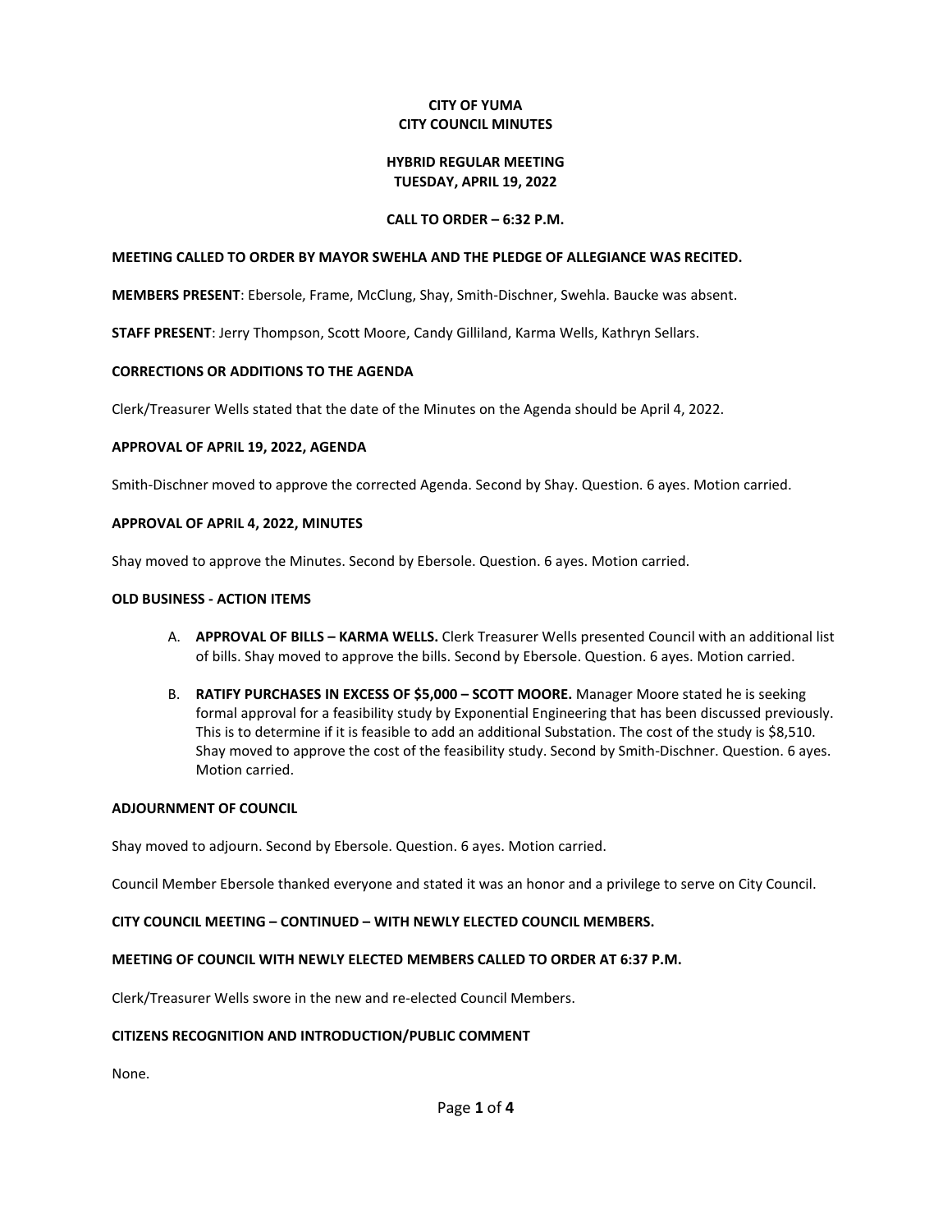# CITY OF YUMA
# CITY COUNCIL MINUTES

## HYBRID REGULAR MEETING
## TUESDAY, APRIL 19, 2022

**CALL TO ORDER – 6:32 P.M.**

**MEETING CALLED TO ORDER BY MAYOR SWEHLA AND THE PLEDGE OF ALLEGIANCE WAS RECITED.**

**MEMBERS PRESENT**: Ebersole, Frame, McClung, Shay, Smith-Dischner, Swehla. Baucke was absent.

**STAFF PRESENT**: Jerry Thompson, Scott Moore, Candy Gilliland, Karma Wells, Kathryn Sellars.

**CORRECTIONS OR ADDITIONS TO THE AGENDA**

Clerk/Treasurer Wells stated that the date of the Minutes on the Agenda should be April 4, 2022.

**APPROVAL OF APRIL 19, 2022, AGENDA**

Smith-Dischner moved to approve the corrected Agenda. Second by Shay. Question. 6 ayes. Motion carried.

**APPROVAL OF APRIL 4, 2022, MINUTES**

Shay moved to approve the Minutes. Second by Ebersole. Question. 6 ayes. Motion carried.

**OLD BUSINESS - ACTION ITEMS**

A. **APPROVAL OF BILLS – KARMA WELLS.** Clerk Treasurer Wells presented Council with an additional list of bills. Shay moved to approve the bills. Second by Ebersole. Question. 6 ayes. Motion carried.

B. **RATIFY PURCHASES IN EXCESS OF $5,000 – SCOTT MOORE.** Manager Moore stated he is seeking formal approval for a feasibility study by Exponential Engineering that has been discussed previously. This is to determine if it is feasible to add an additional Substation. The cost of the study is $8,510. Shay moved to approve the cost of the feasibility study. Second by Smith-Dischner. Question. 6 ayes. Motion carried.

**ADJOURNMENT OF COUNCIL**

Shay moved to adjourn. Second by Ebersole. Question. 6 ayes. Motion carried.

Council Member Ebersole thanked everyone and stated it was an honor and a privilege to serve on City Council.

**CITY COUNCIL MEETING – CONTINUED – WITH NEWLY ELECTED COUNCIL MEMBERS.**

**MEETING OF COUNCIL WITH NEWLY ELECTED MEMBERS CALLED TO ORDER AT 6:37 P.M.**

Clerk/Treasurer Wells swore in the new and re-elected Council Members.

**CITIZENS RECOGNITION AND INTRODUCTION/PUBLIC COMMENT**

None.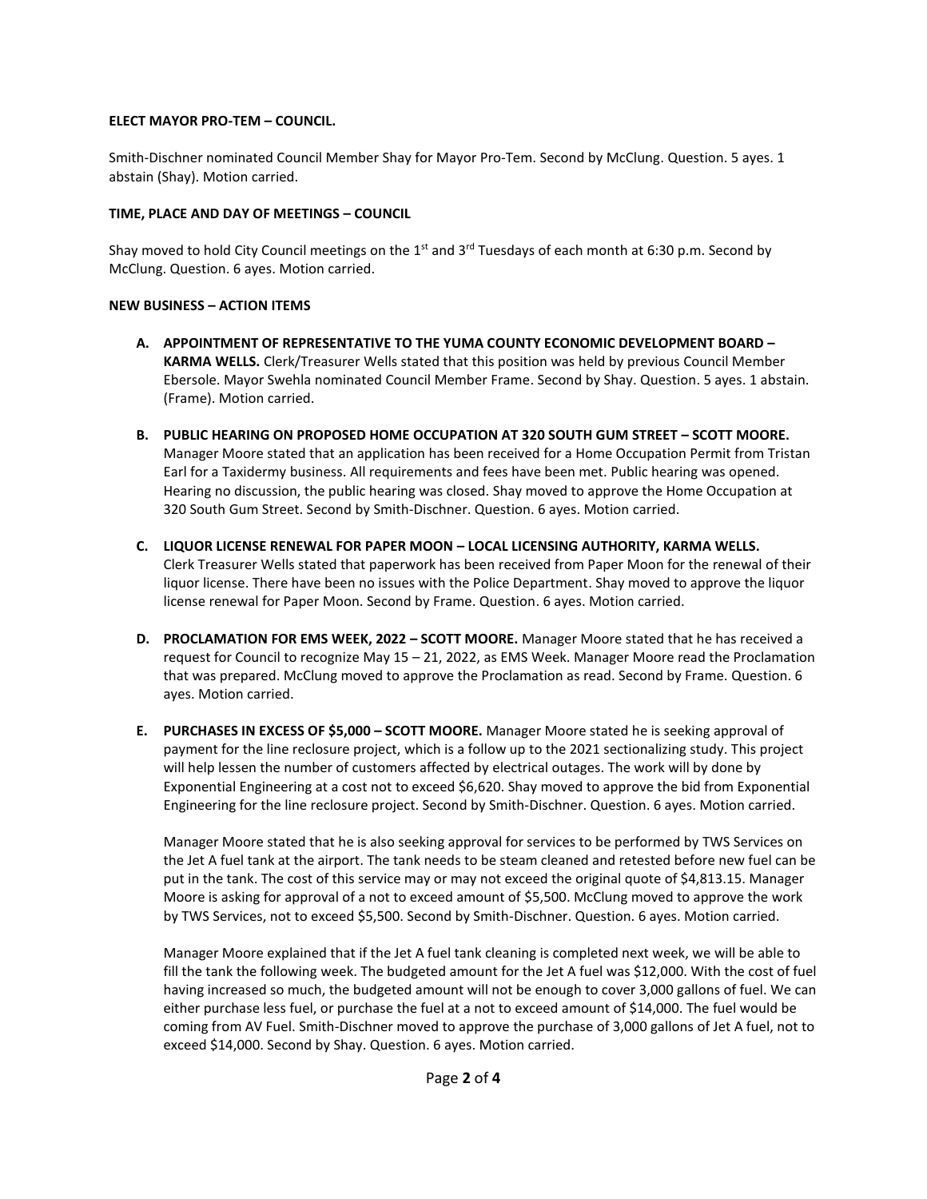**ELECT MAYOR PRO-TEM – COUNCIL.**

Smith-Dischner nominated Council Member Shay for Mayor Pro-Tem. Second by McClung. Question. 5 ayes. 1 abstain (Shay). Motion carried.

**TIME, PLACE AND DAY OF MEETINGS – COUNCIL**

Shay moved to hold City Council meetings on the 1st and 3rd Tuesdays of each month at 6:30 p.m. Second by McClung. Question. 6 ayes. Motion carried.

**NEW BUSINESS – ACTION ITEMS**

A. **APPOINTMENT OF REPRESENTATIVE TO THE YUMA COUNTY ECONOMIC DEVELOPMENT BOARD – KARMA WELLS.** Clerk/Treasurer Wells stated that this position was held by previous Council Member Ebersole. Mayor Swehla nominated Council Member Frame. Second by Shay. Question. 5 ayes. 1 abstain. (Frame). Motion carried.

B. **PUBLIC HEARING ON PROPOSED HOME OCCUPATION AT 320 SOUTH GUM STREET – SCOTT MOORE.** Manager Moore stated that an application has been received for a Home Occupation Permit from Tristan Earl for a Taxidermy business. All requirements and fees have been met. Public hearing was opened. Hearing no discussion, the public hearing was closed. Shay moved to approve the Home Occupation at 320 South Gum Street. Second by Smith-Dischner. Question. 6 ayes. Motion carried.

C. **LIQUOR LICENSE RENEWAL FOR PAPER MOON – LOCAL LICENSING AUTHORITY, KARMA WELLS.** Clerk Treasurer Wells stated that paperwork has been received from Paper Moon for the renewal of their liquor license. There have been no issues with the Police Department. Shay moved to approve the liquor license renewal for Paper Moon. Second by Frame. Question. 6 ayes. Motion carried.

D. **PROCLAMATION FOR EMS WEEK, 2022 – SCOTT MOORE.** Manager Moore stated that he has received a request for Council to recognize May 15 – 21, 2022, as EMS Week. Manager Moore read the Proclamation that was prepared. McClung moved to approve the Proclamation as read. Second by Frame. Question. 6 ayes. Motion carried.

E. **PURCHASES IN EXCESS OF $5,000 – SCOTT MOORE.** Manager Moore stated he is seeking approval of payment for the line reclosure project, which is a follow up to the 2021 sectionalizing study. This project will help lessen the number of customers affected by electrical outages. The work will by done by Exponential Engineering at a cost not to exceed $6,620. Shay moved to approve the bid from Exponential Engineering for the line reclosure project. Second by Smith-Dischner. Question. 6 ayes. Motion carried.

   Manager Moore stated that he is also seeking approval for services to be performed by TWS Services on the Jet A fuel tank at the airport. The tank needs to be steam cleaned and retested before new fuel can be put in the tank. The cost of this service may or may not exceed the original quote of $4,813.15. Manager Moore is asking for approval of a not to exceed amount of $5,500. McClung moved to approve the work by TWS Services, not to exceed $5,500. Second by Smith-Dischner. Question. 6 ayes. Motion carried.

   Manager Moore explained that if the Jet A fuel tank cleaning is completed next week, we will be able to fill the tank the following week. The budgeted amount for the Jet A fuel was $12,000. With the cost of fuel having increased so much, the budgeted amount will not be enough to cover 3,000 gallons of fuel. We can either purchase less fuel, or purchase the fuel at a not to exceed amount of $14,000. The fuel would be coming from AV Fuel. Smith-Dischner moved to approve the purchase of 3,000 gallons of Jet A fuel, not to exceed $14,000. Second by Shay. Question. 6 ayes. Motion carried.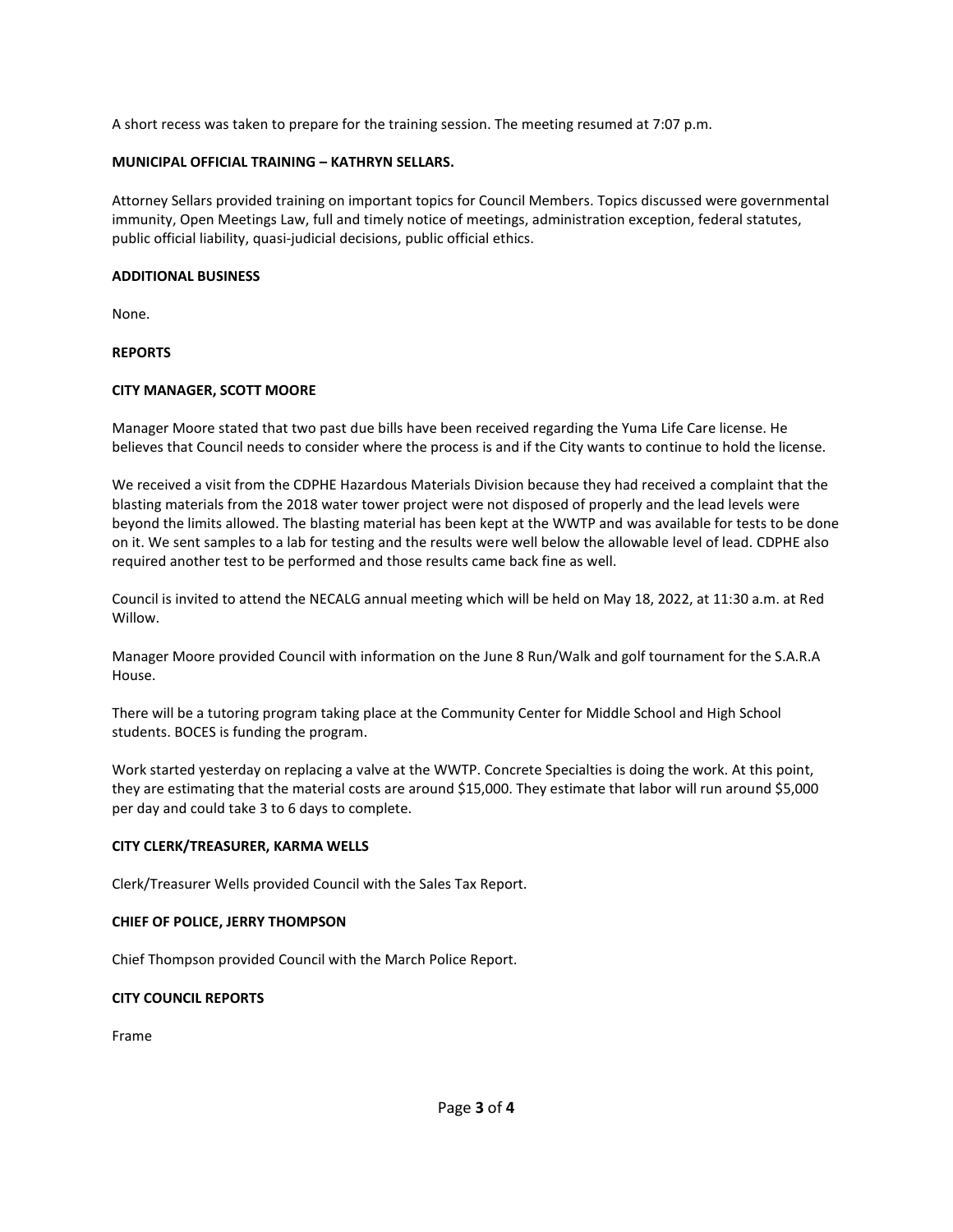A short recess was taken to prepare for the training session. The meeting resumed at 7:07 p.m.

**MUNICIPAL OFFICIAL TRAINING – KATHRYN SELLARS.**

Attorney Sellars provided training on important topics for Council Members. Topics discussed were governmental immunity, Open Meetings Law, full and timely notice of meetings, administration exception, federal statutes, public official liability, quasi-judicial decisions, public official ethics.

**ADDITIONAL BUSINESS**

None.

**REPORTS**

**CITY MANAGER, SCOTT MOORE**

Manager Moore stated that two past due bills have been received regarding the Yuma Life Care license. He believes that Council needs to consider where the process is and if the City wants to continue to hold the license.

We received a visit from the CDPHE Hazardous Materials Division because they had received a complaint that the blasting materials from the 2018 water tower project were not disposed of properly and the lead levels were beyond the limits allowed. The blasting material has been kept at the WWTP and was available for tests to be done on it. We sent samples to a lab for testing and the results were well below the allowable level of lead. CDPHE also required another test to be performed and those results came back fine as well.

Council is invited to attend the NECALG annual meeting which will be held on May 18, 2022, at 11:30 a.m. at Red Willow.

Manager Moore provided Council with information on the June 8 Run/Walk and golf tournament for the S.A.R.A House.

There will be a tutoring program taking place at the Community Center for Middle School and High School students. BOCES is funding the program.

Work started yesterday on replacing a valve at the WWTP. Concrete Specialties is doing the work. At this point, they are estimating that the material costs are around $15,000. They estimate that labor will run around $5,000 per day and could take 3 to 6 days to complete.

**CITY CLERK/TREASURER, KARMA WELLS**

Clerk/Treasurer Wells provided Council with the Sales Tax Report.

**CHIEF OF POLICE, JERRY THOMPSON**

Chief Thompson provided Council with the March Police Report.

**CITY COUNCIL REPORTS**

Frame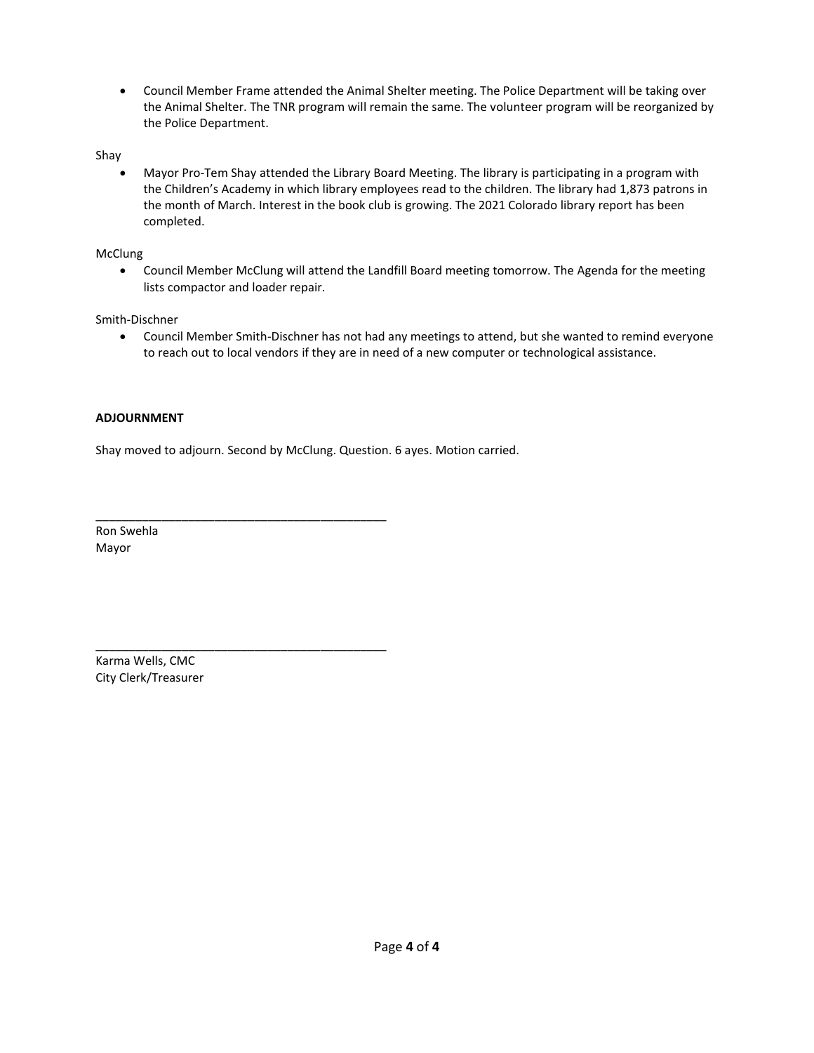- Council Member Frame attended the Animal Shelter meeting. The Police Department will be taking over the Animal Shelter. The TNR program will remain the same. The volunteer program will be reorganized by the Police Department.

Shay

- Mayor Pro-Tem Shay attended the Library Board Meeting. The library is participating in a program with the Children's Academy in which library employees read to the children. The library had 1,873 patrons in the month of March. Interest in the book club is growing. The 2021 Colorado library report has been completed.

McClung

- Council Member McClung will attend the Landfill Board meeting tomorrow. The Agenda for the meeting lists compactor and loader repair.

Smith-Dischner

- Council Member Smith-Dischner has not had any meetings to attend, but she wanted to remind everyone to reach out to local vendors if they are in need of a new computer or technological assistance.

**ADJOURNMENT**

Shay moved to adjourn. Second by McClung. Question. 6 ayes. Motion carried.

\_\_\_\_\_\_\_\_\_\_\_\_\_\_\_\_\_\_\_\_\_\_\_\_\_\_\_\_\_\_\_\_\_\_\_\_\_\_\_\_\_\_\_\_

Ron Swehla
Mayor

\_\_\_\_\_\_\_\_\_\_\_\_\_\_\_\_\_\_\_\_\_\_\_\_\_\_\_\_\_\_\_\_\_\_\_\_\_\_\_\_\_\_\_\_

Karma Wells, CMC
City Clerk/Treasurer